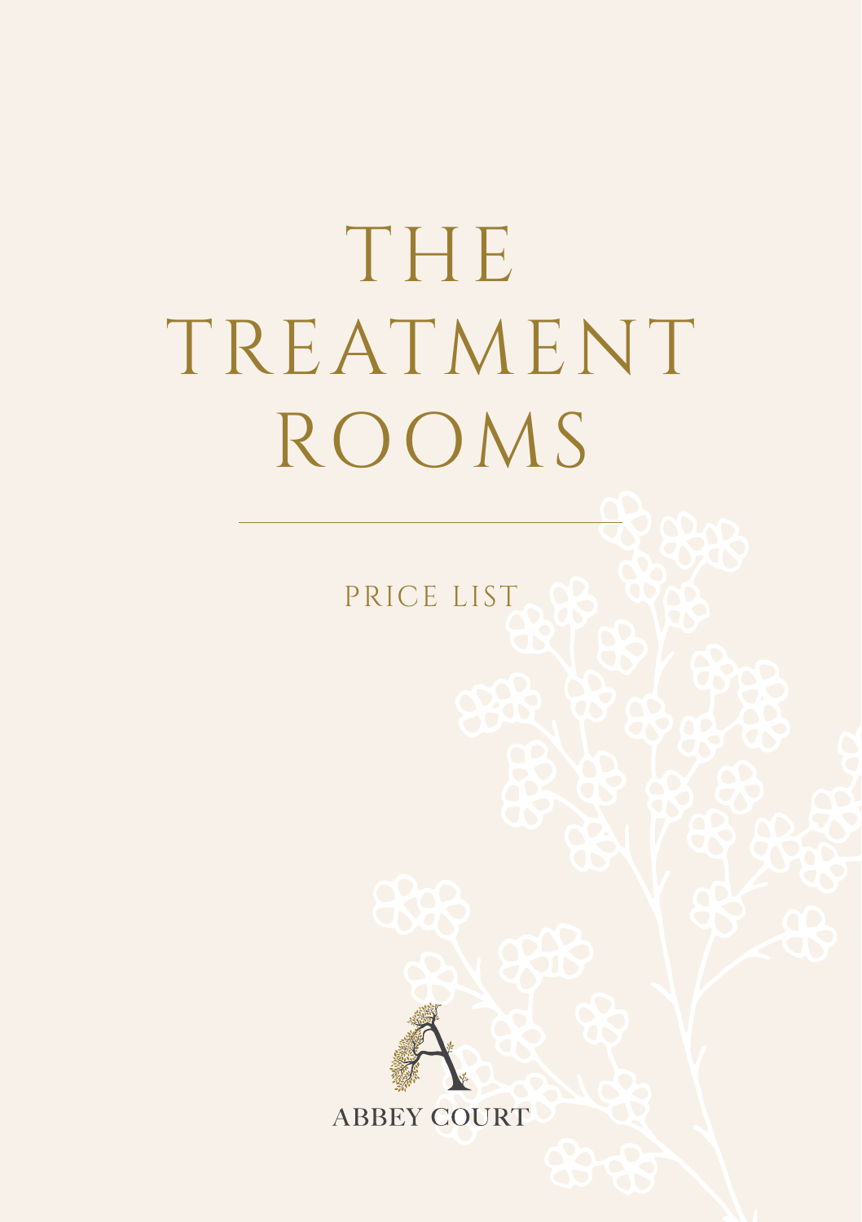# THE TREATMENT ROOMS

PRICE LIST

ABBEY COURT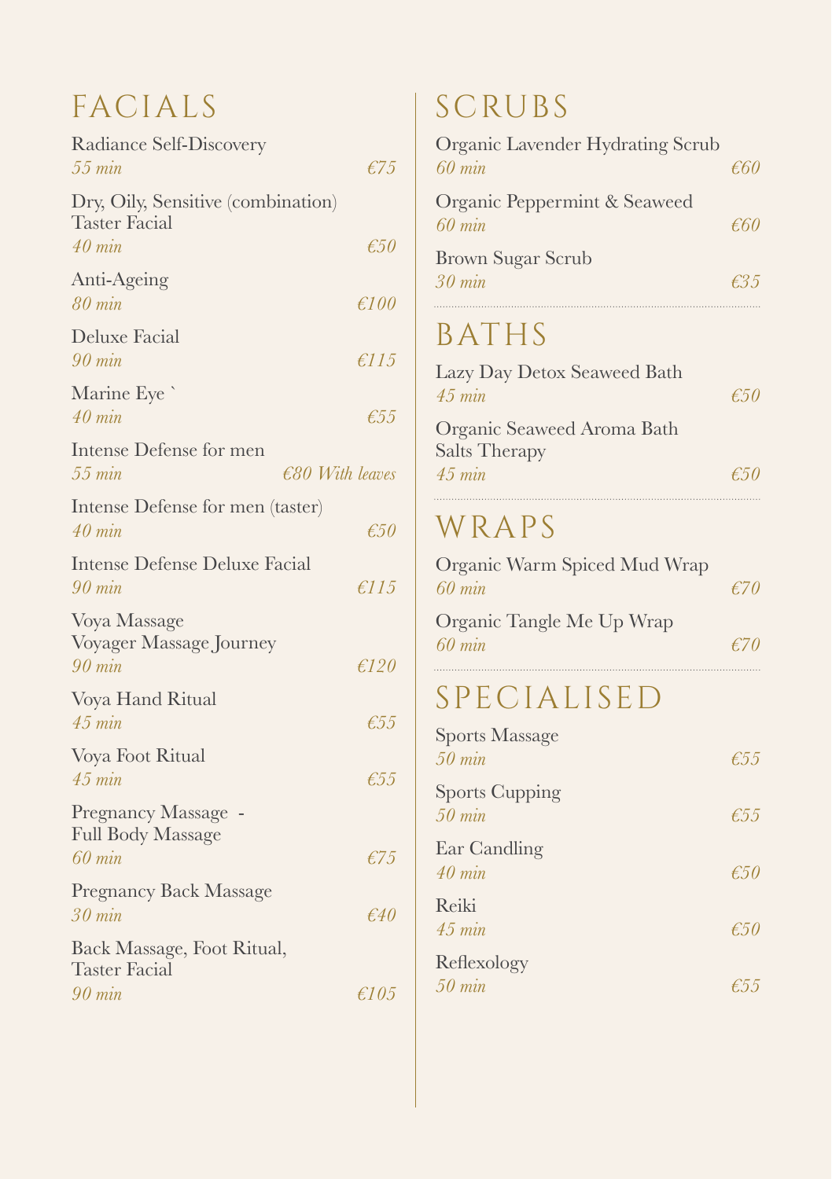# FACIALS

Radiance Self-Discovery
*55 min* *€75*

Dry, Oily, Sensitive (combination)
Taster Facial
*40 min* *€50*

Anti-Ageing
*80 min* *€100*

Deluxe Facial
*90 min* *€115*

Marine Eye `
*40 min* *€55*

Intense Defense for men
*55 min* *€80 With leaves*

Intense Defense for men (taster)
*40 min* *€50*

Intense Defense Deluxe Facial
*90 min* *€115*

Voya Massage
Voyager Massage Journey
*90 min* *€120*

Voya Hand Ritual
*45 min* *€55*

Voya Foot Ritual
*45 min* *€55*

Pregnancy Massage -
Full Body Massage
*60 min* *€75*

Pregnancy Back Massage
*30 min* *€40*

Back Massage, Foot Ritual,
Taster Facial
*90 min* *€105*

# SCRUBS

Organic Lavender Hydrating Scrub
*60 min* *€60*

Organic Peppermint & Seaweed
*60 min* *€60*

Brown Sugar Scrub
*30 min* *€35*

# BATHS

Lazy Day Detox Seaweed Bath
*45 min* *€50*

Organic Seaweed Aroma Bath
Salts Therapy
*45 min* *€50*

# WRAPS

Organic Warm Spiced Mud Wrap
*60 min* *€70*

Organic Tangle Me Up Wrap
*60 min* *€70*

# SPECIALISED

Sports Massage
*50 min* *€55*

Sports Cupping
*50 min* *€55*

Ear Candling
*40 min* *€50*

Reiki
*45 min* *€50*

Reflexology
*50 min* *€55*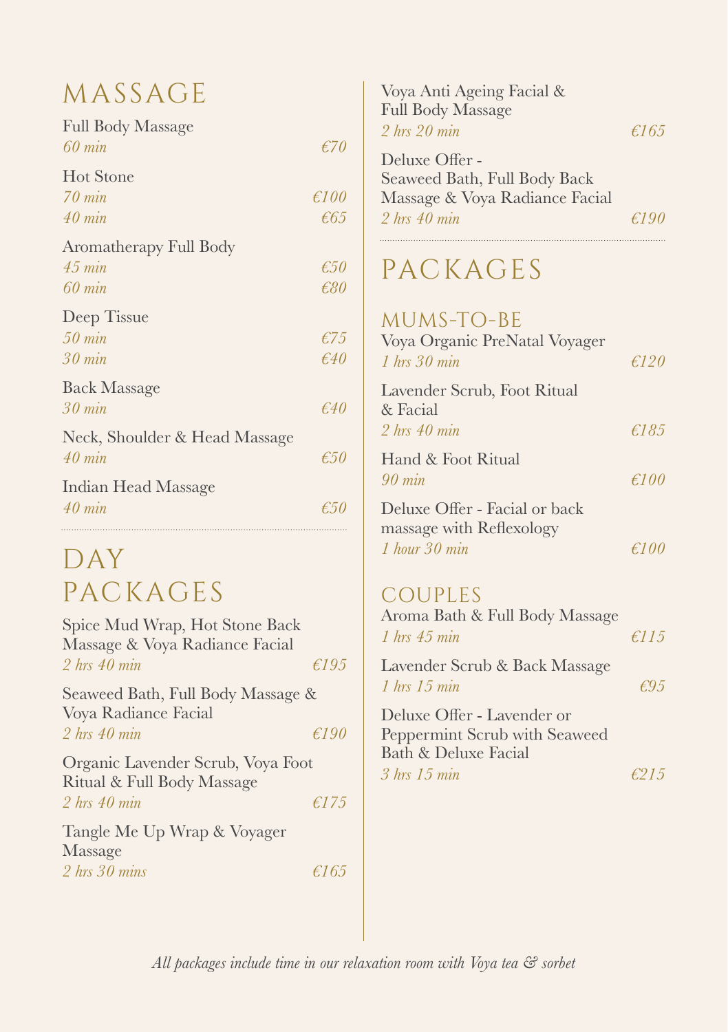# MASSAGE

Full Body Massage
*60 min* *€70*

Hot Stone
*70 min* *€100*
*40 min* *€65*

Aromatherapy Full Body
*45 min* *€50*
*60 min* *€80*

Deep Tissue
*50 min* *€75*
*30 min* *€40*

Back Massage
*30 min* *€40*

Neck, Shoulder & Head Massage
*40 min* *€50*

Indian Head Massage
*40 min* *€50*

# DAY PACKAGES

Spice Mud Wrap, Hot Stone Back Massage & Voya Radiance Facial
*2 hrs 40 min* *€195*

Seaweed Bath, Full Body Massage & Voya Radiance Facial
*2 hrs 40 min* *€190*

Organic Lavender Scrub, Voya Foot Ritual & Full Body Massage
*2 hrs 40 min* *€175*

Tangle Me Up Wrap & Voyager Massage
*2 hrs 30 mins* *€165*

Voya Anti Ageing Facial & Full Body Massage
*2 hrs 20 min* *€165*

Deluxe Offer - Seaweed Bath, Full Body Back Massage & Voya Radiance Facial
*2 hrs 40 min* *€190*

# PACKAGES

## MUMS-TO-BE

Voya Organic PreNatal Voyager
*1 hrs 30 min* *€120*

Lavender Scrub, Foot Ritual & Facial
*2 hrs 40 min* *€185*

Hand & Foot Ritual
*90 min* *€100*

Deluxe Offer - Facial or back massage with Reflexology
*1 hour 30 min* *€100*

## COUPLES

Aroma Bath & Full Body Massage
*1 hrs 45 min* *€115*

Lavender Scrub & Back Massage
*1 hrs 15 min* *€95*

Deluxe Offer - Lavender or Peppermint Scrub with Seaweed Bath & Deluxe Facial
*3 hrs 15 min* *€215*

*All packages include time in our relaxation room with Voya tea & sorbet*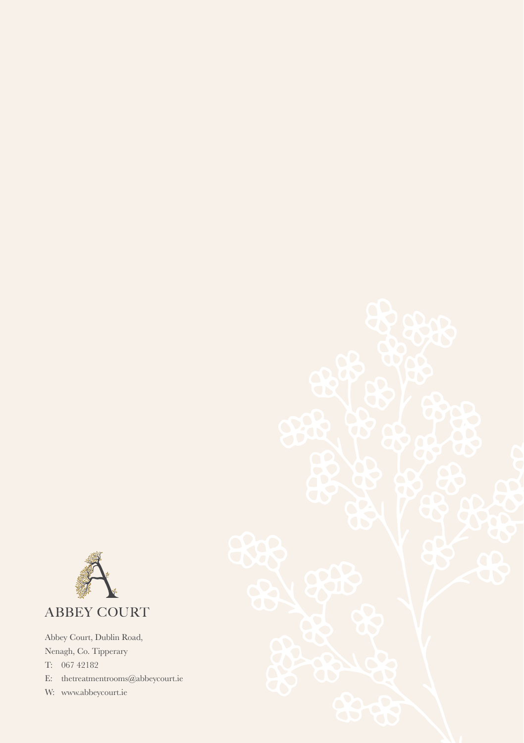ABBEY COURT

Abbey Court, Dublin Road,
Nenagh, Co. Tipperary

T: 067 42182
E: thetreatmentrooms@abbeycourt.ie
W: www.abbeycourt.ie